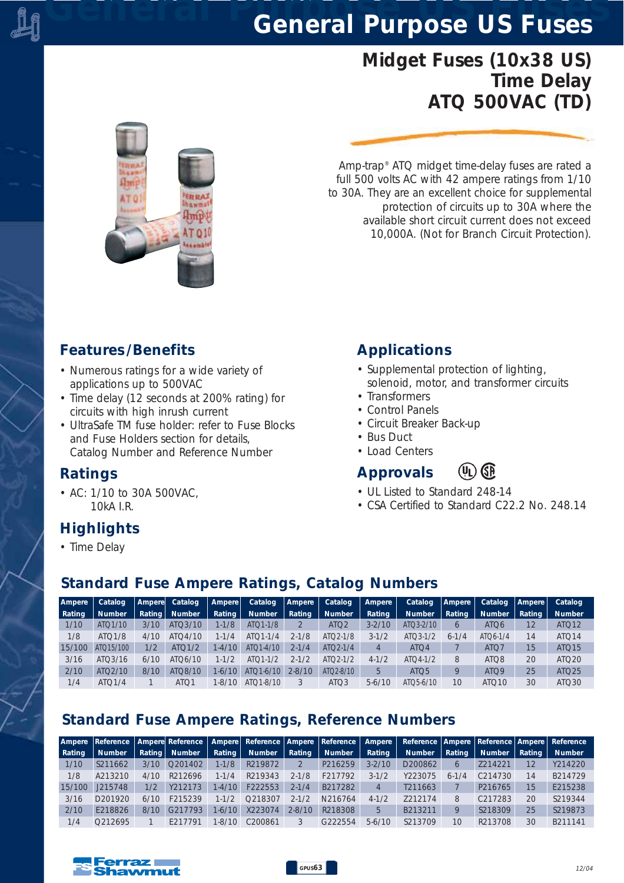# General Purpose US Fuses

## Midget Fuses (10x38 US) Time Delay ATQ 500VAC (TD)

Amp-trap® ATQ midget time-delay fuses are rated a full 500 volts AC with 42 ampere ratings from 1/10 to 30A. They are an excellent choice for supplemental protection of circuits up to 30A where the available short circuit current does not exceed 10,000A. (Not for Branch Circuit Protection).

### Features/Benefits

- Numerous ratings for a wide variety of applications up to 500VAC
- Time delay (12 seconds at 200% rating) for circuits with high inrush current
- UltraSafe TM fuse holder: refer to Fuse Blocks and Fuse Holders section for details, Catalog Number and Reference Number

### Ratings

- AC: 1/10 to 30A 500VAC, 10kA I.R.

### Highlights

- Time Delay

### Applications

- Supplemental protection of lighting, solenoid, motor, and transformer circuits
- Transformers
- Control Panels
- Circuit Breaker Back-up
- Bus Duct
- Load Centers

### Approvals

- UL Listed to Standard 248-14
- CSA Certified to Standard C22.2 No. 248.14

### Standard Fuse Ampere Ratings, Catalog Numbers

| Ampere Rating | Catalog Number | Ampere Rating | Catalog Number | Ampere Rating | Catalog Number | Ampere Rating | Catalog Number | Ampere Rating | Catalog Number | Ampere Rating | Catalog Number | Ampere Rating | Catalog Number |
|---|---|---|---|---|---|---|---|---|---|---|---|---|---|
| 1/10 | ATQ1/10 | 3/10 | ATQ3/10 | 1-1/8 | ATQ1-1/8 | 2 | ATQ2 | 3-2/10 | ATQ3-2/10 | 6 | ATQ6 | 12 | ATQ12 |
| 1/8 | ATQ1/8 | 4/10 | ATQ4/10 | 1-1/4 | ATQ1-1/4 | 2-1/8 | ATQ2-1/8 | 3-1/2 | ATQ3-1/2 | 6-1/4 | ATQ6-1/4 | 14 | ATQ14 |
| 15/100 | ATQ15/100 | 1/2 | ATQ1/2 | 1-4/10 | ATQ1-4/10 | 2-1/4 | ATQ2-1/4 | 4 | ATQ4 | 7 | ATQ7 | 15 | ATQ15 |
| 3/16 | ATQ3/16 | 6/10 | ATQ6/10 | 1-1/2 | ATQ1-1/2 | 2-1/2 | ATQ2-1/2 | 4-1/2 | ATQ4-1/2 | 8 | ATQ8 | 20 | ATQ20 |
| 2/10 | ATQ2/10 | 8/10 | ATQ8/10 | 1-6/10 | ATQ1-6/10 | 2-8/10 | ATQ2-8/10 | 5 | ATQ5 | 9 | ATQ9 | 25 | ATQ25 |
| 1/4 | ATQ1/4 | 1 | ATQ1 | 1-8/10 | ATQ1-8/10 | 3 | ATQ3 | 5-6/10 | ATQ5-6/10 | 10 | ATQ10 | 30 | ATQ30 |

### Standard Fuse Ampere Ratings, Reference Numbers

| Ampere Rating | Reference Number | Ampere Rating | Reference Number | Ampere Rating | Reference Number | Ampere Rating | Reference Number | Ampere Rating | Reference Number | Ampere Rating | Reference Number | Ampere Rating | Reference Number |
|---|---|---|---|---|---|---|---|---|---|---|---|---|---|
| 1/10 | S211662 | 3/10 | Q201402 | 1-1/8 | R219872 | 2 | P216259 | 3-2/10 | D200862 | 6 | Z214221 | 12 | Y214220 |
| 1/8 | A213210 | 4/10 | R212696 | 1-1/4 | R219343 | 2-1/8 | F217792 | 3-1/2 | Y223075 | 6-1/4 | C214730 | 14 | B214729 |
| 15/100 | J215748 | 1/2 | Y212173 | 1-4/10 | F222553 | 2-1/4 | B217282 | 4 | T211663 | 7 | P216765 | 15 | E215238 |
| 3/16 | D201920 | 6/10 | F215239 | 1-1/2 | Q218307 | 2-1/2 | N216764 | 4-1/2 | Z212174 | 8 | C217283 | 20 | S219344 |
| 2/10 | E218826 | 8/10 | G217793 | 1-6/10 | X223074 | 2-8/10 | R218308 | 5 | B213211 | 9 | S218309 | 25 | S219873 |
| 1/4 | Q212695 | 1 | E217791 | 1-8/10 | C200861 | 3 | G222554 | 5-6/10 | S213709 | 10 | R213708 | 30 | B211141 |

Ferraz Shawmut

12/04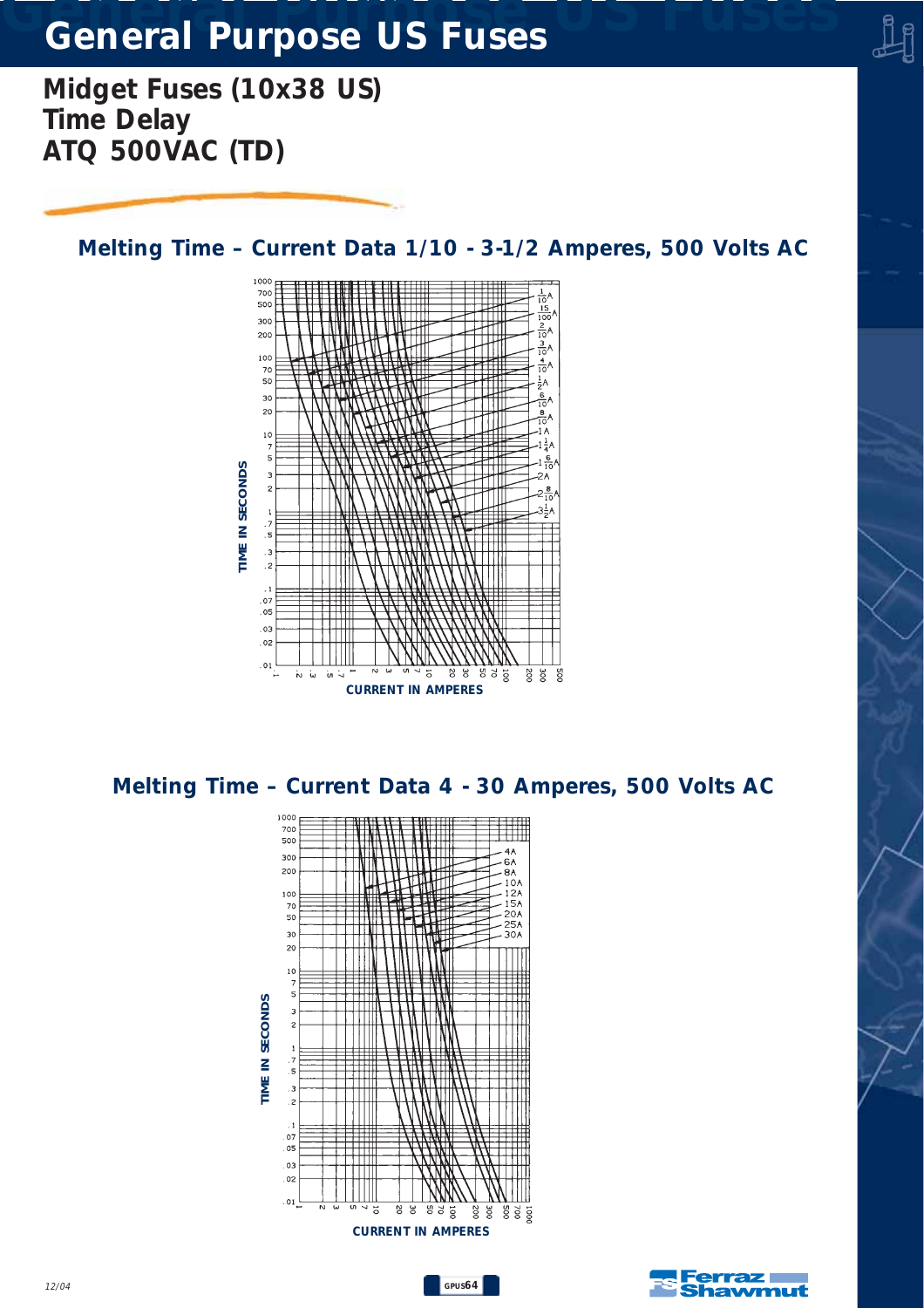# General Purpose US Fuses

## Midget Fuses (10x38 US)
## Time Delay
## ATQ 500VAC (TD)

### Melting Time – Current Data 1/10 - 3-1/2 Amperes, 500 Volts AC

TIME IN SECONDS

1000
700
500
300
200
100
70
50
30
20
10
7
5
3
2
1
.7
.5
.3
.2
.1
.07
.05
.03
.02
.01

$\frac{1}{10}$A
$\frac{15}{100}$A
$\frac{2}{10}$A
$\frac{3}{10}$A
$\frac{4}{10}$A
$\frac{1}{2}$A
$\frac{6}{10}$A
$\frac{8}{10}$A
1A
$1\frac{1}{4}$A
$1\frac{6}{10}$A
2A
$2\frac{8}{10}$A
$3\frac{1}{2}$A

.1 .2 .3 .5 .7 1 2 3 5 7 10 20 30 50 70 100 200 300 500

CURRENT IN AMPERES

### Melting Time – Current Data 4 - 30 Amperes, 500 Volts AC

TIME IN SECONDS

1000
700
500
300
200
100
70
50
30
20
10
7
5
3
2
1
.7
.5
.3
.2
.1
.07
.05
.03
.02
.01

4A
6A
8A
10A
12A
15A
20A
25A
30A

1 2 3 5 7 10 20 30 50 70 100 200 300 500 700 1000

CURRENT IN AMPERES

12/04

GPUS64

Ferraz Shawmut